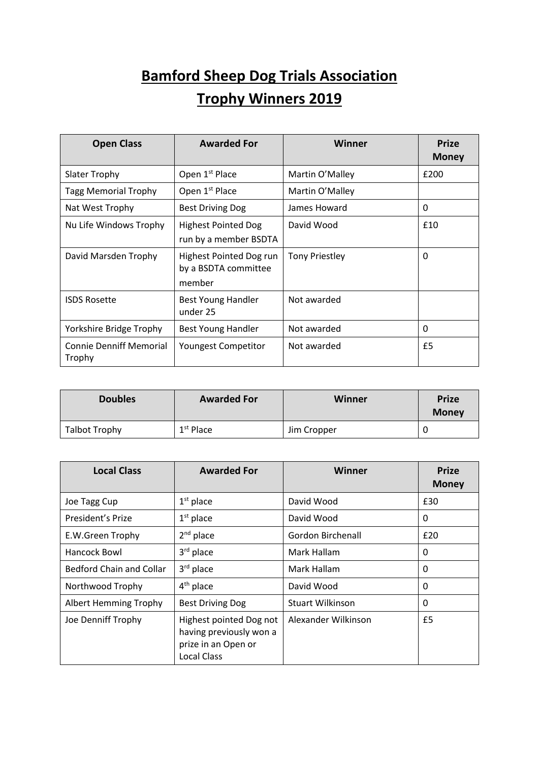# Bamford Sheep Dog Trials Association

# Trophy Winners 2019

| Open Class | Awarded For | Winner | Prize Money |
|---|---|---|---|
| Slater Trophy | Open 1st Place | Martin O'Malley | £200 |
| Tagg Memorial Trophy | Open 1st Place | Martin O'Malley | |
| Nat West Trophy | Best Driving Dog | James Howard | 0 |
| Nu Life Windows Trophy | Highest Pointed Dog run by a member BSDTA | David Wood | £10 |
| David Marsden Trophy | Highest Pointed Dog run by a BSDTA committee member | Tony Priestley | 0 |
| ISDS Rosette | Best Young Handler under 25 | Not awarded | |
| Yorkshire Bridge Trophy | Best Young Handler | Not awarded | 0 |
| Connie Denniff Memorial Trophy | Youngest Competitor | Not awarded | £5 |

| Doubles | Awarded For | Winner | Prize Money |
|---|---|---|---|
| Talbot Trophy | 1st Place | Jim Cropper | 0 |

| Local Class | Awarded For | Winner | Prize Money |
|---|---|---|---|
| Joe Tagg Cup | 1st place | David Wood | £30 |
| President's Prize | 1st place | David Wood | 0 |
| E.W.Green Trophy | 2nd place | Gordon Birchenall | £20 |
| Hancock Bowl | 3rd place | Mark Hallam | 0 |
| Bedford Chain and Collar | 3rd place | Mark Hallam | 0 |
| Northwood Trophy | 4th place | David Wood | 0 |
| Albert Hemming Trophy | Best Driving Dog | Stuart Wilkinson | 0 |
| Joe Denniff Trophy | Highest pointed Dog not having previously won a prize in an Open or Local Class | Alexander Wilkinson | £5 |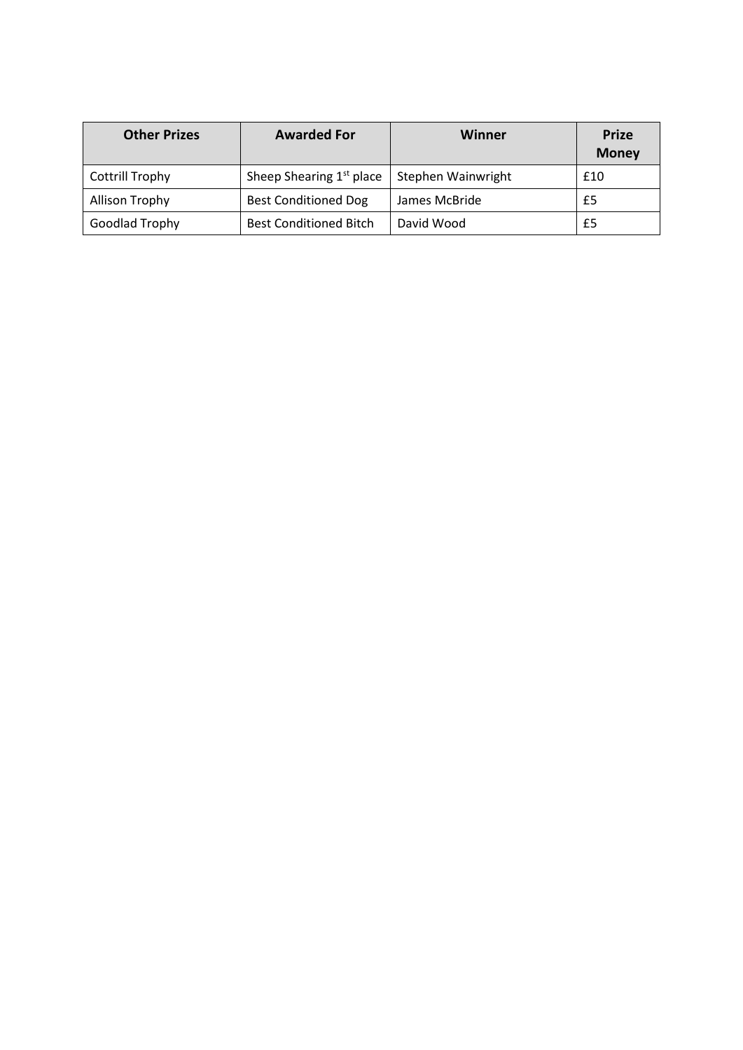| Other Prizes | Awarded For | Winner | Prize Money |
| --- | --- | --- | --- |
| Cottrill Trophy | Sheep Shearing 1st place | Stephen Wainwright | £10 |
| Allison Trophy | Best Conditioned Dog | James McBride | £5 |
| Goodlad Trophy | Best Conditioned Bitch | David Wood | £5 |